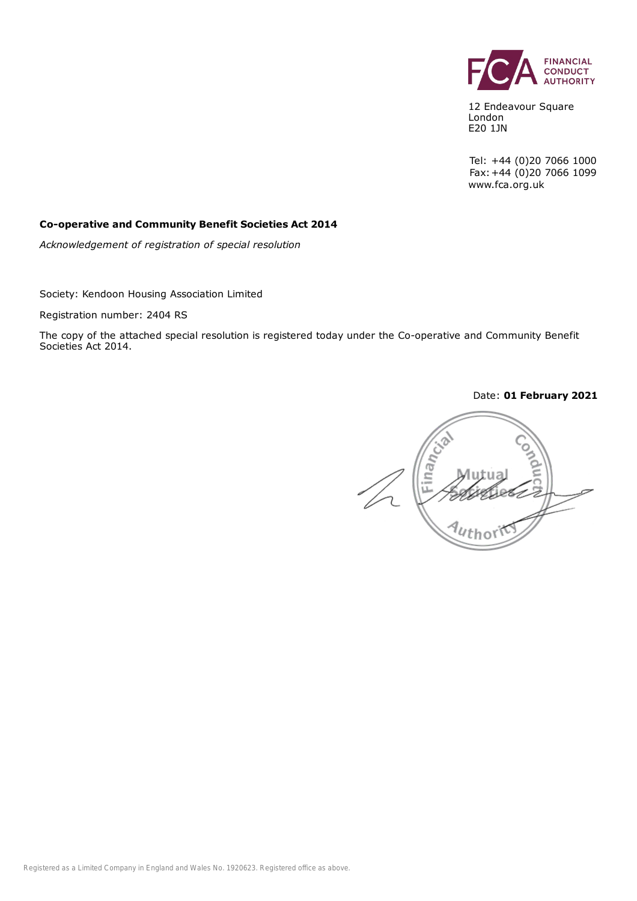FINANCIAL CONDUCT AUTHORITY

12 Endeavour Square
London
E20 1JN

Tel: +44 (0)20 7066 1000
Fax: +44 (0)20 7066 1099
www.fca.org.uk

**Co-operative and Community Benefit Societies Act 2014**

*Acknowledgement of registration of special resolution*

Society: Kendoon Housing Association Limited

Registration number: 2404 RS

The copy of the attached special resolution is registered today under the Co-operative and Community Benefit Societies Act 2014.

Date: **01 February 2021**

Financial Conduct Authority Mutual Societies

Registered as a Limited Company in England and Wales No. 1920623. Registered office as above.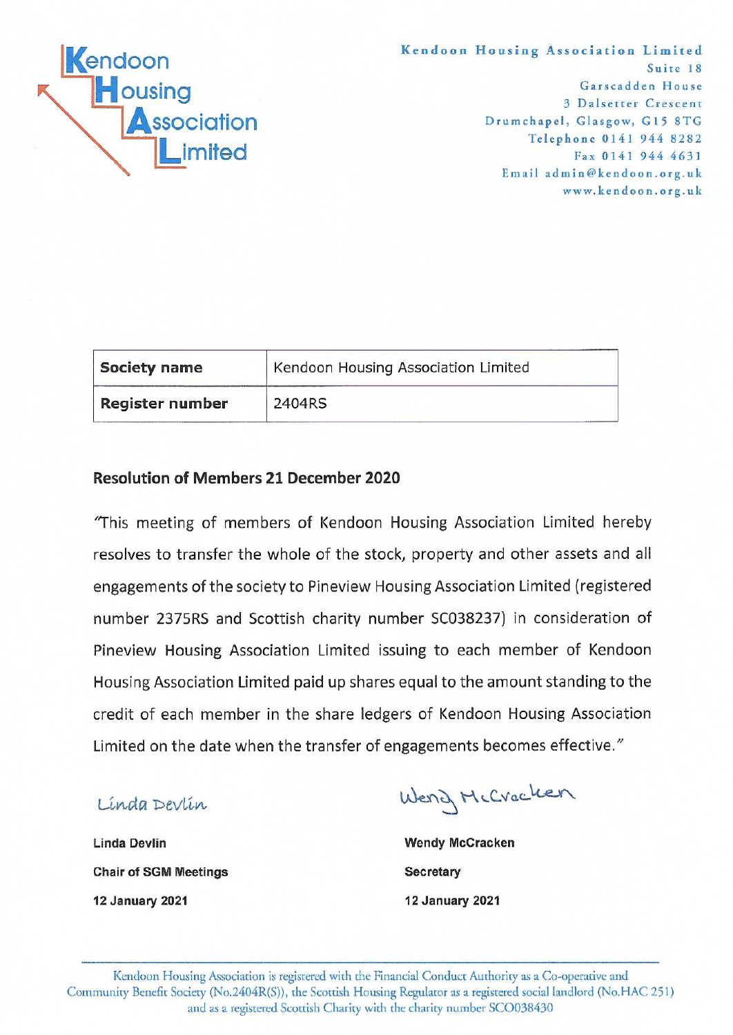**Kendoon Housing Association Limited**

Kendoon Housing Association Limited
Suite 18
Garscadden House
3 Dalsetter Crescent
Drumchapel, Glasgow, G15 8TG
Telephone 0141 944 8282
Fax 0141 944 4631
Email admin@kendoon.org.uk
www.kendoon.org.uk

| **Society name** | Kendoon Housing Association Limited |
|---|---|
| **Register number** | 2404RS |

## Resolution of Members 21 December 2020

"This meeting of members of Kendoon Housing Association Limited hereby resolves to transfer the whole of the stock, property and other assets and all engagements of the society to Pineview Housing Association Limited (registered number 2375RS and Scottish charity number SC038237) in consideration of Pineview Housing Association Limited issuing to each member of Kendoon Housing Association Limited paid up shares equal to the amount standing to the credit of each member in the share ledgers of Kendoon Housing Association Limited on the date when the transfer of engagements becomes effective."

Linda Devlin

**Linda Devlin**
**Chair of SGM Meetings**
**12 January 2021**

Wendy McCracken

**Wendy McCracken**
**Secretary**
**12 January 2021**

Kendoon Housing Association is registered with the Financial Conduct Authority as a Co-operative and Community Benefit Society (No.2404R(S)), the Scottish Housing Regulator as a registered social landlord (No.HAC 251) and as a registered Scottish Charity with the charity number SCO038430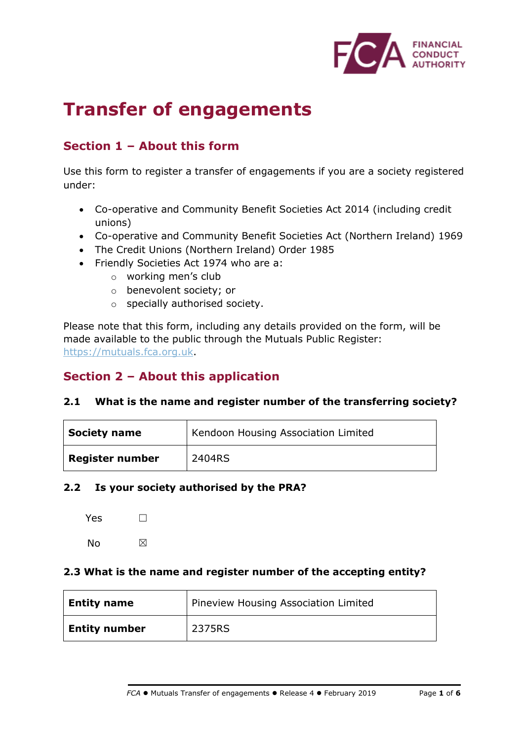# Transfer of engagements

## Section 1 – About this form

Use this form to register a transfer of engagements if you are a society registered under:

- Co-operative and Community Benefit Societies Act 2014 (including credit unions)
- Co-operative and Community Benefit Societies Act (Northern Ireland) 1969
- The Credit Unions (Northern Ireland) Order 1985
- Friendly Societies Act 1974 who are a:
  - working men's club
  - benevolent society; or
  - specially authorised society.

Please note that this form, including any details provided on the form, will be made available to the public through the Mutuals Public Register: https://mutuals.fca.org.uk.

## Section 2 – About this application

**2.1 What is the name and register number of the transferring society?**

| **Society name** | Kendoon Housing Association Limited |
|---|---|
| **Register number** | 2404RS |

**2.2 Is your society authorised by the PRA?**

Yes ☐

No ☒

**2.3 What is the name and register number of the accepting entity?**

| **Entity name** | Pineview Housing Association Limited |
|---|---|
| **Entity number** | 2375RS |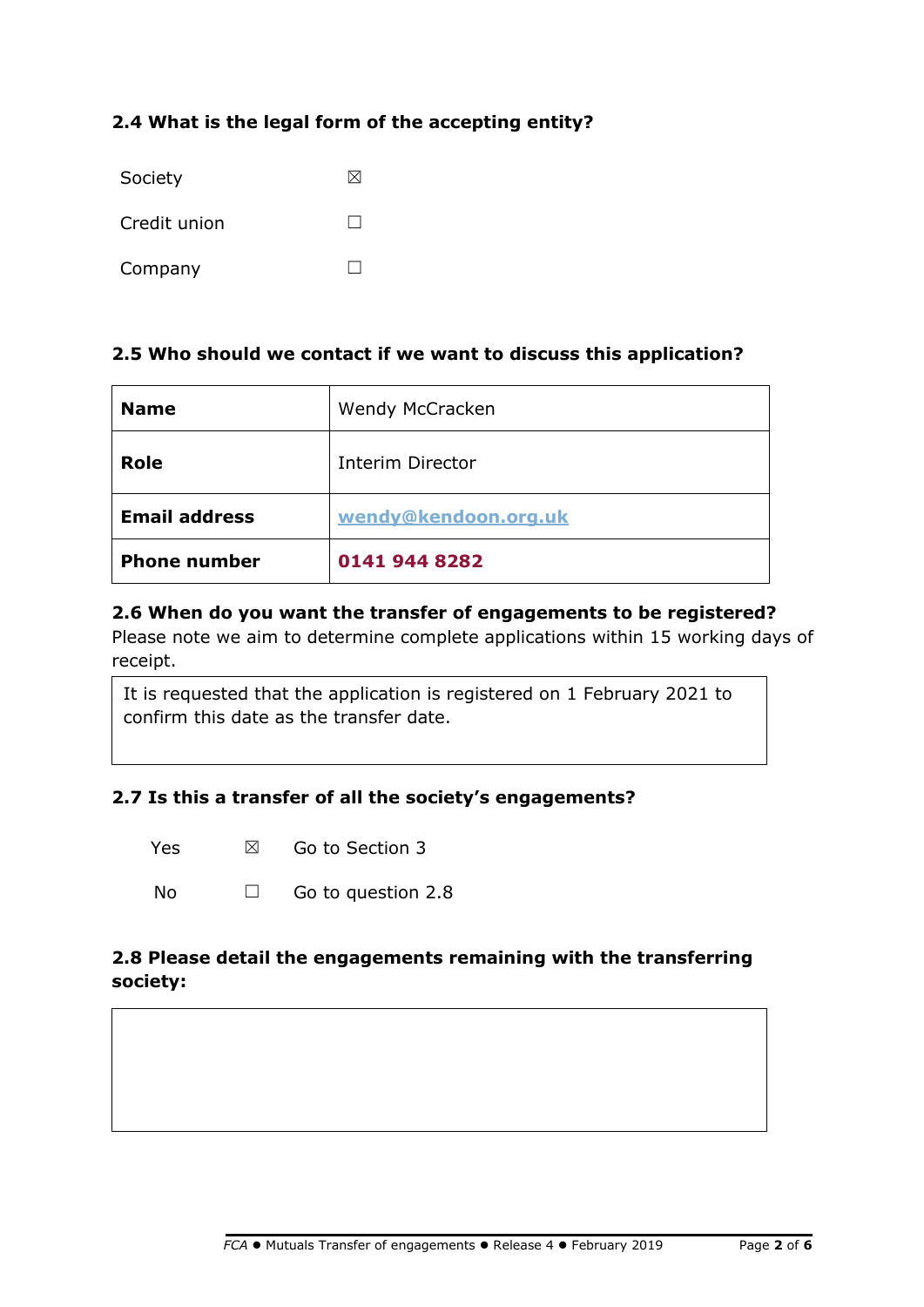### 2.4 What is the legal form of the accepting entity?

| | |
|---|---|
| Society | ☒ |
| Credit union | ☐ |
| Company | ☐ |

### 2.5 Who should we contact if we want to discuss this application?

| | |
|---|---|
| **Name** | Wendy McCracken |
| **Role** | Interim Director |
| **Email address** | **wendy@kendoon.org.uk** |
| **Phone number** | **0141 944 8282** |

### 2.6 When do you want the transfer of engagements to be registered?

Please note we aim to determine complete applications within 15 working days of receipt.

It is requested that the application is registered on 1 February 2021 to confirm this date as the transfer date.

### 2.7 Is this a transfer of all the society's engagements?

| | | |
|---|---|---|
| Yes | ☒ | Go to Section 3 |
| No | ☐ | Go to question 2.8 |

### 2.8 Please detail the engagements remaining with the transferring society: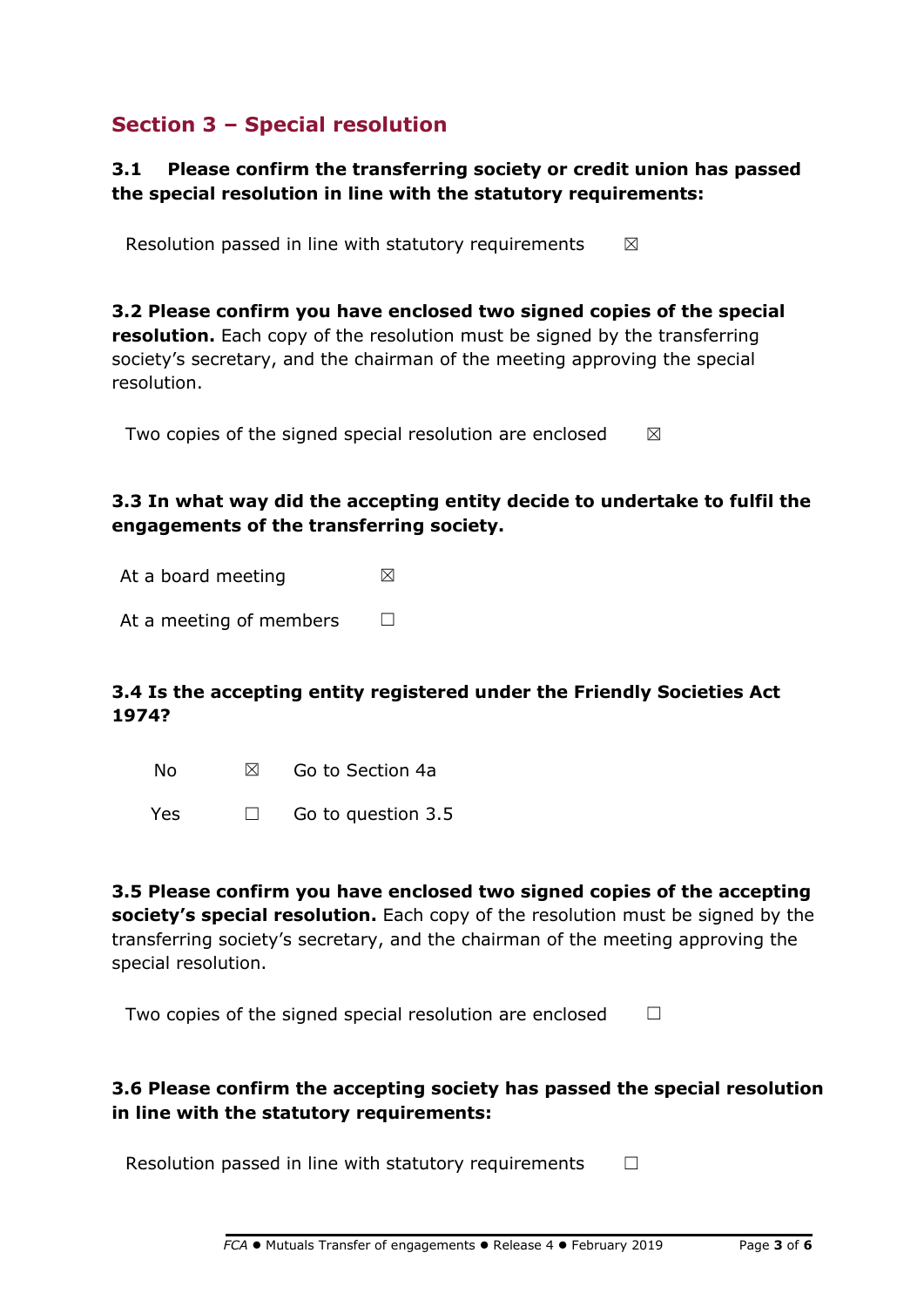## Section 3 – Special resolution

**3.1 Please confirm the transferring society or credit union has passed the special resolution in line with the statutory requirements:**

Resolution passed in line with statutory requirements ☒

**3.2 Please confirm you have enclosed two signed copies of the special resolution.** Each copy of the resolution must be signed by the transferring society's secretary, and the chairman of the meeting approving the special resolution.

Two copies of the signed special resolution are enclosed ☒

**3.3 In what way did the accepting entity decide to undertake to fulfil the engagements of the transferring society.**

At a board meeting ☒

At a meeting of members ☐

**3.4 Is the accepting entity registered under the Friendly Societies Act 1974?**

No ☒ Go to Section 4a

Yes ☐ Go to question 3.5

**3.5 Please confirm you have enclosed two signed copies of the accepting society's special resolution.** Each copy of the resolution must be signed by the transferring society's secretary, and the chairman of the meeting approving the special resolution.

Two copies of the signed special resolution are enclosed ☐

**3.6 Please confirm the accepting society has passed the special resolution in line with the statutory requirements:**

Resolution passed in line with statutory requirements ☐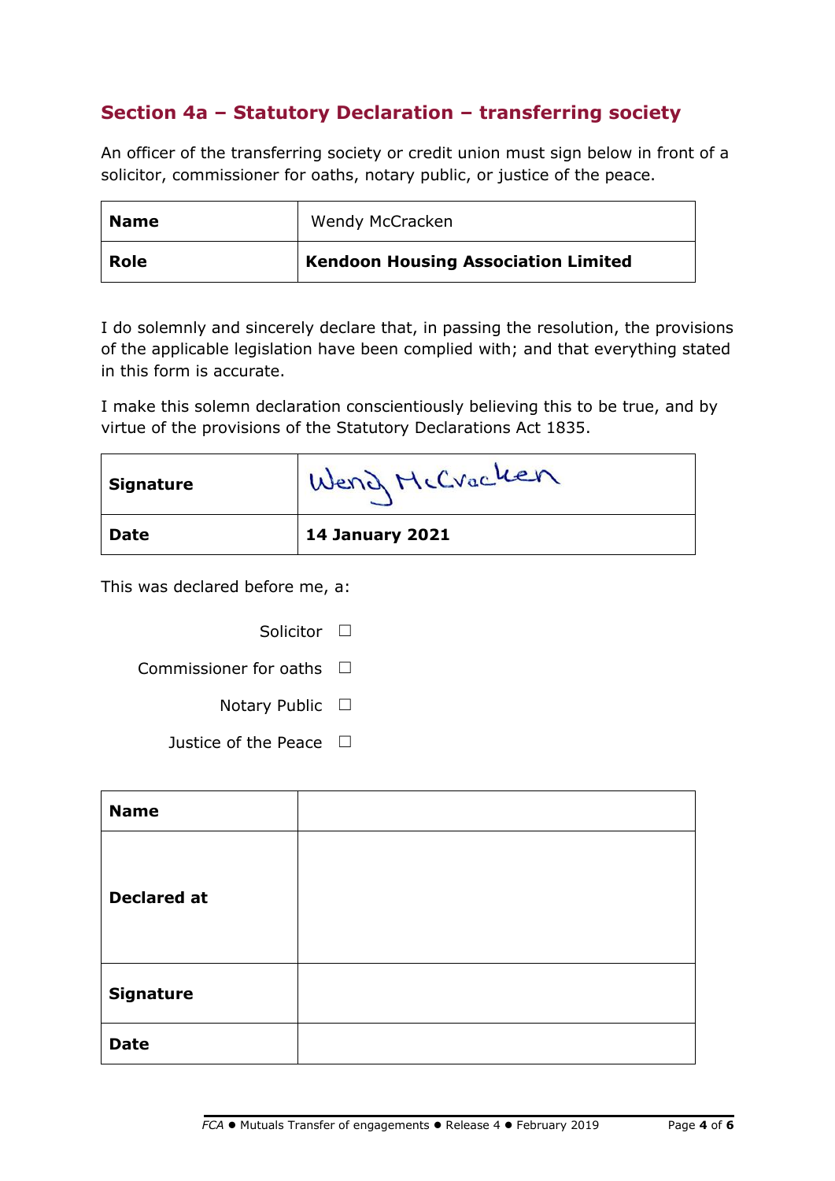## Section 4a – Statutory Declaration – transferring society

An officer of the transferring society or credit union must sign below in front of a solicitor, commissioner for oaths, notary public, or justice of the peace.

| **Name** | Wendy McCracken |
|---|---|
| **Role** | **Kendoon Housing Association Limited** |

I do solemnly and sincerely declare that, in passing the resolution, the provisions of the applicable legislation have been complied with; and that everything stated in this form is accurate.

I make this solemn declaration conscientiously believing this to be true, and by virtue of the provisions of the Statutory Declarations Act 1835.

| **Signature** | Wendy McCracken |
|---|---|
| **Date** | **14 January 2021** |

This was declared before me, a:

- Solicitor ☐
- Commissioner for oaths ☐
- Notary Public ☐
- Justice of the Peace ☐

| **Name** | |
|---|---|
| **Declared at** | |
| **Signature** | |
| **Date** | |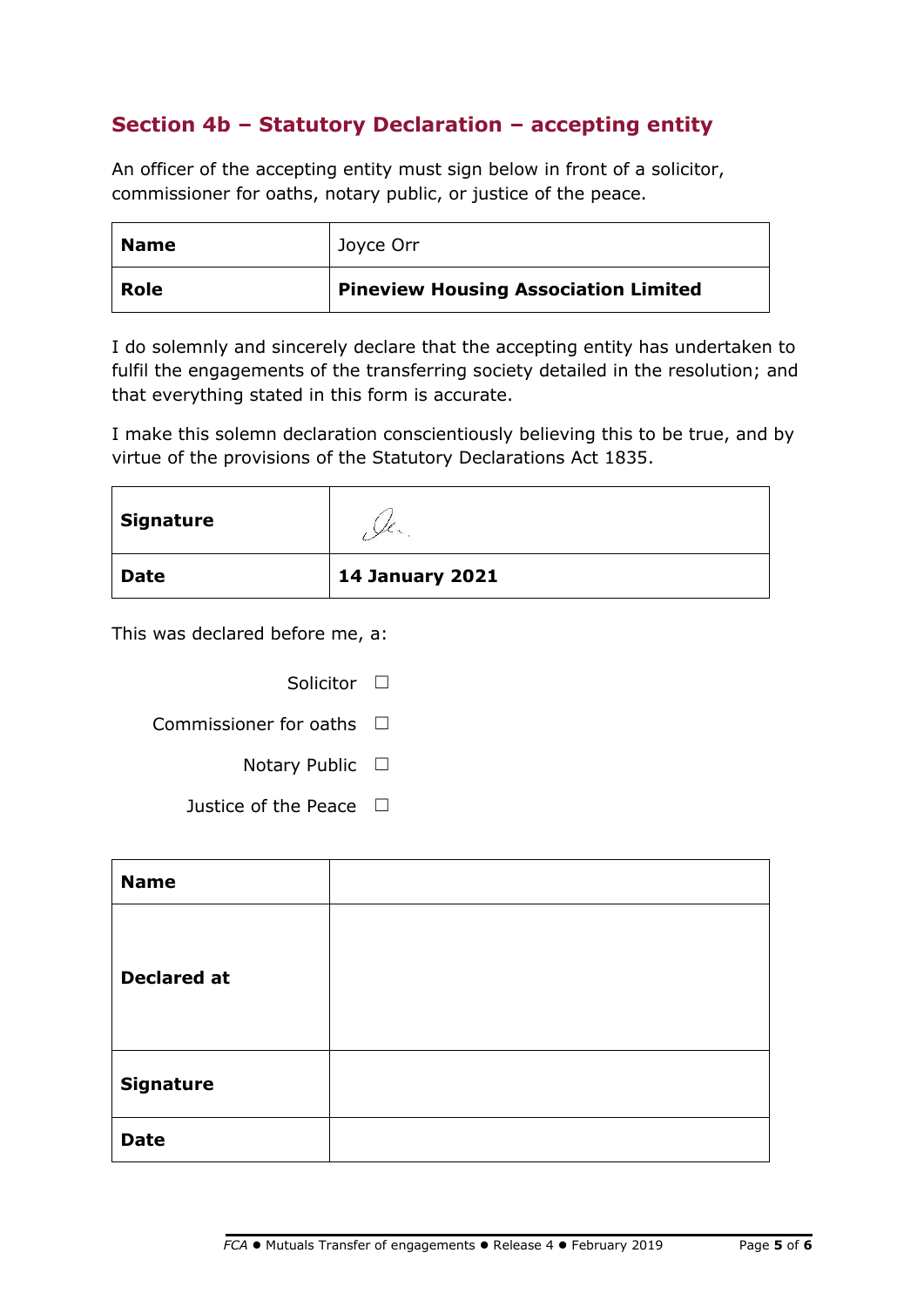## Section 4b – Statutory Declaration – accepting entity

An officer of the accepting entity must sign below in front of a solicitor, commissioner for oaths, notary public, or justice of the peace.

| **Name** | Joyce Orr |
|---|---|
| **Role** | **Pineview Housing Association Limited** |

I do solemnly and sincerely declare that the accepting entity has undertaken to fulfil the engagements of the transferring society detailed in the resolution; and that everything stated in this form is accurate.

I make this solemn declaration conscientiously believing this to be true, and by virtue of the provisions of the Statutory Declarations Act 1835.

| **Signature** | *[signature]* |
|---|---|
| **Date** | **14 January 2021** |

This was declared before me, a:

- Solicitor ☐
- Commissioner for oaths ☐
- Notary Public ☐
- Justice of the Peace ☐

| **Name** | |
|---|---|
| **Declared at** | |
| **Signature** | |
| **Date** | |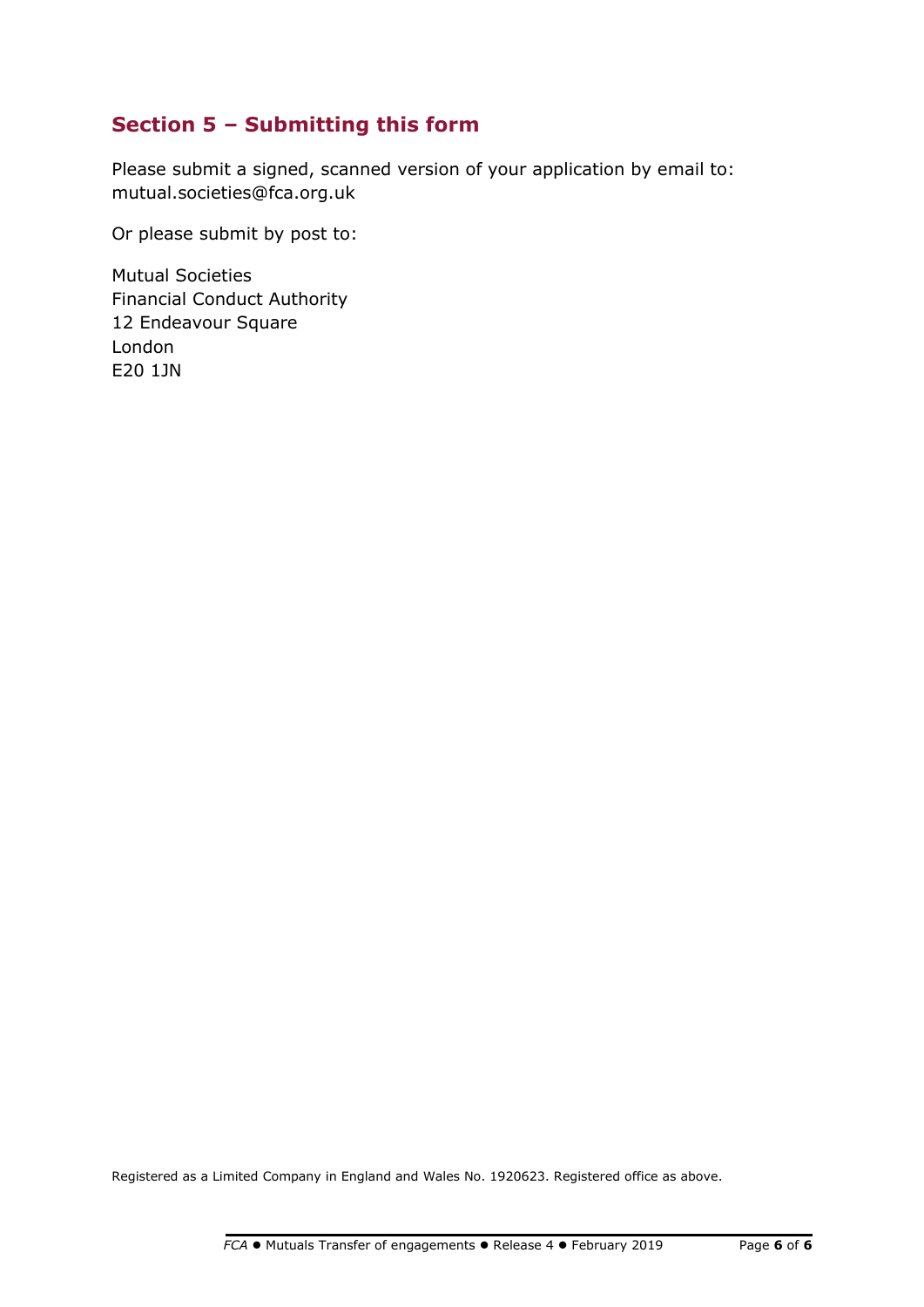## Section 5 – Submitting this form

Please submit a signed, scanned version of your application by email to: mutual.societies@fca.org.uk

Or please submit by post to:

Mutual Societies
Financial Conduct Authority
12 Endeavour Square
London
E20 1JN

Registered as a Limited Company in England and Wales No. 1920623. Registered office as above.